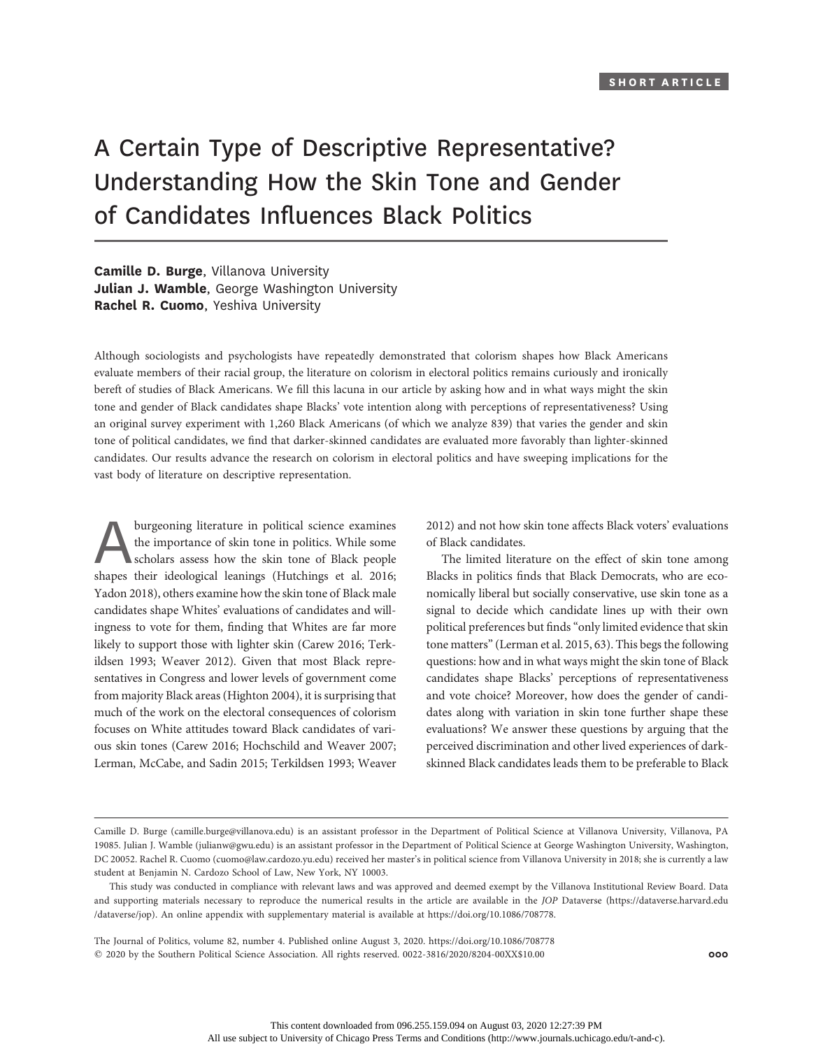SHORT ARTICLE

# A Certain Type of Descriptive Representative? Understanding How the Skin Tone and Gender of Candidates Influences Black Politics

**Camille D. Burge**, Villanova University
**Julian J. Wamble**, George Washington University
**Rachel R. Cuomo**, Yeshiva University

Although sociologists and psychologists have repeatedly demonstrated that colorism shapes how Black Americans evaluate members of their racial group, the literature on colorism in electoral politics remains curiously and ironically bereft of studies of Black Americans. We fill this lacuna in our article by asking how and in what ways might the skin tone and gender of Black candidates shape Blacks' vote intention along with perceptions of representativeness? Using an original survey experiment with 1,260 Black Americans (of which we analyze 839) that varies the gender and skin tone of political candidates, we find that darker-skinned candidates are evaluated more favorably than lighter-skinned candidates. Our results advance the research on colorism in electoral politics and have sweeping implications for the vast body of literature on descriptive representation.

A burgeoning literature in political science examines the importance of skin tone in politics. While some scholars assess how the skin tone of Black people shapes their ideological leanings (Hutchings et al. 2016; Yadon 2018), others examine how the skin tone of Black male candidates shape Whites' evaluations of candidates and willingness to vote for them, finding that Whites are far more likely to support those with lighter skin (Carew 2016; Terkildsen 1993; Weaver 2012). Given that most Black representatives in Congress and lower levels of government come from majority Black areas (Highton 2004), it is surprising that much of the work on the electoral consequences of colorism focuses on White attitudes toward Black candidates of various skin tones (Carew 2016; Hochschild and Weaver 2007; Lerman, McCabe, and Sadin 2015; Terkildsen 1993; Weaver 2012) and not how skin tone affects Black voters' evaluations of Black candidates.

The limited literature on the effect of skin tone among Blacks in politics finds that Black Democrats, who are economically liberal but socially conservative, use skin tone as a signal to decide which candidate lines up with their own political preferences but finds "only limited evidence that skin tone matters" (Lerman et al. 2015, 63). This begs the following questions: how and in what ways might the skin tone of Black candidates shape Blacks' perceptions of representativeness and vote choice? Moreover, how does the gender of candidates along with variation in skin tone further shape these evaluations? We answer these questions by arguing that the perceived discrimination and other lived experiences of dark-skinned Black candidates leads them to be preferable to Black

---

Camille D. Burge (camille.burge@villanova.edu) is an assistant professor in the Department of Political Science at Villanova University, Villanova, PA 19085. Julian J. Wamble (julianw@gwu.edu) is an assistant professor in the Department of Political Science at George Washington University, Washington, DC 20052. Rachel R. Cuomo (cuomo@law.cardozo.yu.edu) received her master's in political science from Villanova University in 2018; she is currently a law student at Benjamin N. Cardozo School of Law, New York, NY 10003.

This study was conducted in compliance with relevant laws and was approved and deemed exempt by the Villanova Institutional Review Board. Data and supporting materials necessary to reproduce the numerical results in the article are available in the *JOP* Dataverse (https://dataverse.harvard.edu/dataverse/jop). An online appendix with supplementary material is available at https://doi.org/10.1086/708778.

The Journal of Politics, volume 82, number 4. Published online August 3, 2020. https://doi.org/10.1086/708778
© 2020 by the Southern Political Science Association. All rights reserved. 0022-3816/2020/8204-00XX$10.00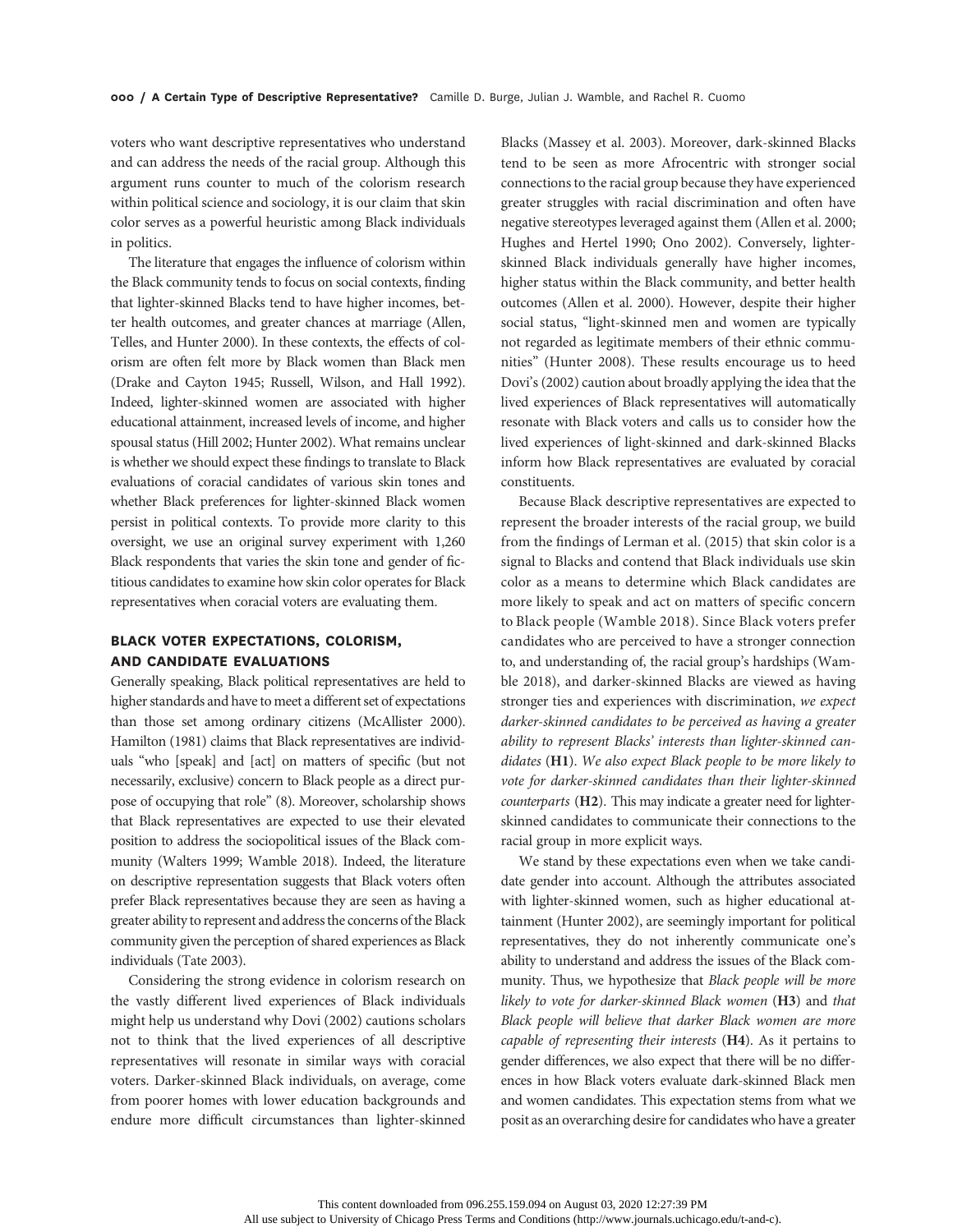voters who want descriptive representatives who understand and can address the needs of the racial group. Although this argument runs counter to much of the colorism research within political science and sociology, it is our claim that skin color serves as a powerful heuristic among Black individuals in politics.

The literature that engages the influence of colorism within the Black community tends to focus on social contexts, finding that lighter-skinned Blacks tend to have higher incomes, better health outcomes, and greater chances at marriage (Allen, Telles, and Hunter 2000). In these contexts, the effects of colorism are often felt more by Black women than Black men (Drake and Cayton 1945; Russell, Wilson, and Hall 1992). Indeed, lighter-skinned women are associated with higher educational attainment, increased levels of income, and higher spousal status (Hill 2002; Hunter 2002). What remains unclear is whether we should expect these findings to translate to Black evaluations of coracial candidates of various skin tones and whether Black preferences for lighter-skinned Black women persist in political contexts. To provide more clarity to this oversight, we use an original survey experiment with 1,260 Black respondents that varies the skin tone and gender of fictitious candidates to examine how skin color operates for Black representatives when coracial voters are evaluating them.

## BLACK VOTER EXPECTATIONS, COLORISM, AND CANDIDATE EVALUATIONS

Generally speaking, Black political representatives are held to higher standards and have to meet a different set of expectations than those set among ordinary citizens (McAllister 2000). Hamilton (1981) claims that Black representatives are individuals "who [speak] and [act] on matters of specific (but not necessarily, exclusive) concern to Black people as a direct purpose of occupying that role" (8). Moreover, scholarship shows that Black representatives are expected to use their elevated position to address the sociopolitical issues of the Black community (Walters 1999; Wamble 2018). Indeed, the literature on descriptive representation suggests that Black voters often prefer Black representatives because they are seen as having a greater ability to represent and address the concerns of the Black community given the perception of shared experiences as Black individuals (Tate 2003).

Considering the strong evidence in colorism research on the vastly different lived experiences of Black individuals might help us understand why Dovi (2002) cautions scholars not to think that the lived experiences of all descriptive representatives will resonate in similar ways with coracial voters. Darker-skinned Black individuals, on average, come from poorer homes with lower education backgrounds and endure more difficult circumstances than lighter-skinned Blacks (Massey et al. 2003). Moreover, dark-skinned Blacks tend to be seen as more Afrocentric with stronger social connections to the racial group because they have experienced greater struggles with racial discrimination and often have negative stereotypes leveraged against them (Allen et al. 2000; Hughes and Hertel 1990; Ono 2002). Conversely, lighter-skinned Black individuals generally have higher incomes, higher status within the Black community, and better health outcomes (Allen et al. 2000). However, despite their higher social status, "light-skinned men and women are typically not regarded as legitimate members of their ethnic communities" (Hunter 2008). These results encourage us to heed Dovi's (2002) caution about broadly applying the idea that the lived experiences of Black representatives will automatically resonate with Black voters and calls us to consider how the lived experiences of light-skinned and dark-skinned Blacks inform how Black representatives are evaluated by coracial constituents.

Because Black descriptive representatives are expected to represent the broader interests of the racial group, we build from the findings of Lerman et al. (2015) that skin color is a signal to Blacks and contend that Black individuals use skin color as a means to determine which Black candidates are more likely to speak and act on matters of specific concern to Black people (Wamble 2018). Since Black voters prefer candidates who are perceived to have a stronger connection to, and understanding of, the racial group's hardships (Wamble 2018), and darker-skinned Blacks are viewed as having stronger ties and experiences with discrimination, *we expect darker-skinned candidates to be perceived as having a greater ability to represent Blacks' interests than lighter-skinned candidates* (**H1**). *We also expect Black people to be more likely to vote for darker-skinned candidates than their lighter-skinned counterparts* (**H2**). This may indicate a greater need for lighter-skinned candidates to communicate their connections to the racial group in more explicit ways.

We stand by these expectations even when we take candidate gender into account. Although the attributes associated with lighter-skinned women, such as higher educational attainment (Hunter 2002), are seemingly important for political representatives, they do not inherently communicate one's ability to understand and address the issues of the Black community. Thus, we hypothesize that *Black people will be more likely to vote for darker-skinned Black women* (**H3**) and *that Black people will believe that darker Black women are more capable of representing their interests* (**H4**). As it pertains to gender differences, we also expect that there will be no differences in how Black voters evaluate dark-skinned Black men and women candidates. This expectation stems from what we posit as an overarching desire for candidates who have a greater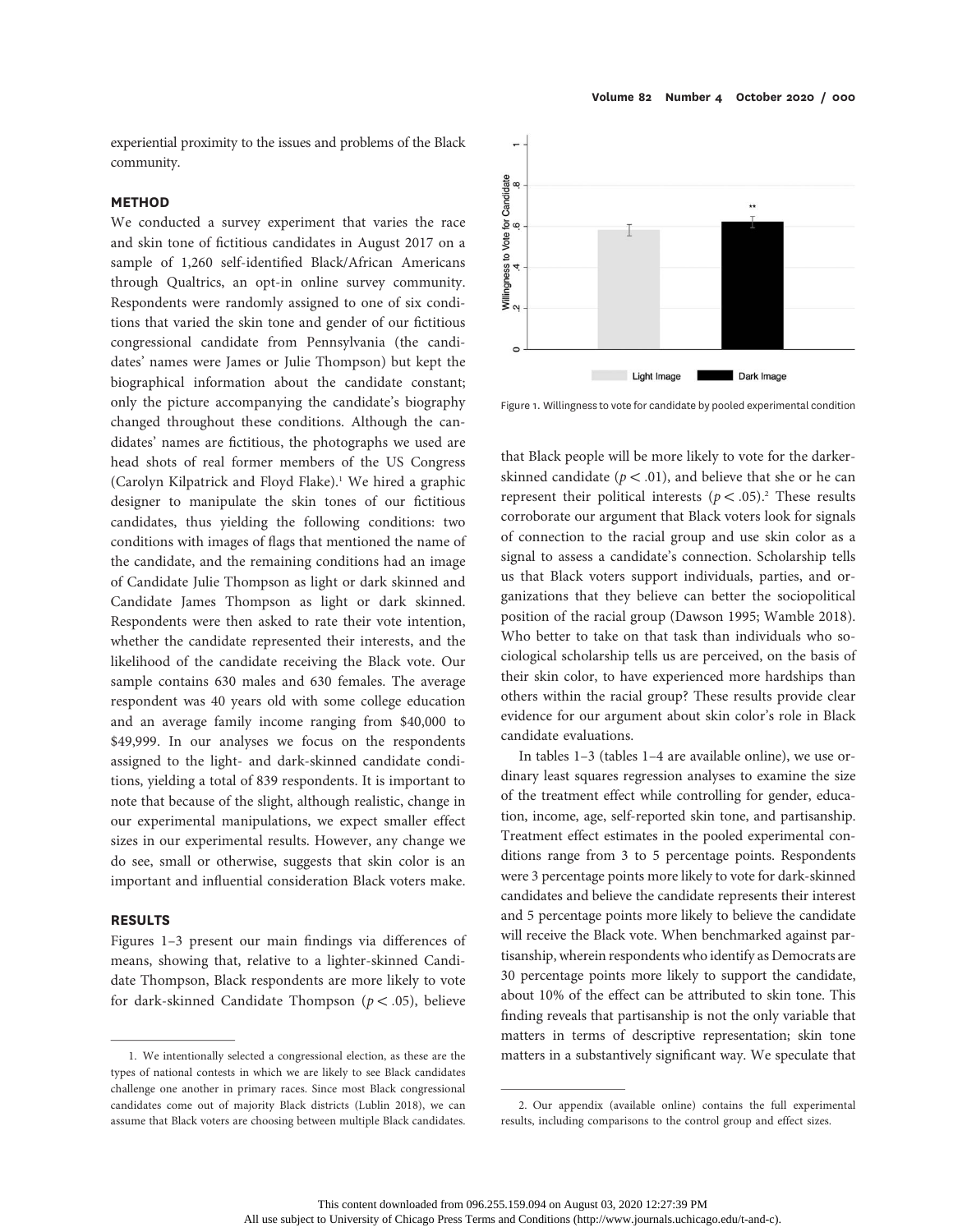experiential proximity to the issues and problems of the Black community.

## METHOD

We conducted a survey experiment that varies the race and skin tone of fictitious candidates in August 2017 on a sample of 1,260 self-identified Black/African Americans through Qualtrics, an opt-in online survey community. Respondents were randomly assigned to one of six conditions that varied the skin tone and gender of our fictitious congressional candidate from Pennsylvania (the candidates' names were James or Julie Thompson) but kept the biographical information about the candidate constant; only the picture accompanying the candidate's biography changed throughout these conditions. Although the candidates' names are fictitious, the photographs we used are head shots of real former members of the US Congress (Carolyn Kilpatrick and Floyd Flake).[1] We hired a graphic designer to manipulate the skin tones of our fictitious candidates, thus yielding the following conditions: two conditions with images of flags that mentioned the name of the candidate, and the remaining conditions had an image of Candidate Julie Thompson as light or dark skinned and Candidate James Thompson as light or dark skinned. Respondents were then asked to rate their vote intention, whether the candidate represented their interests, and the likelihood of the candidate receiving the Black vote. Our sample contains 630 males and 630 females. The average respondent was 40 years old with some college education and an average family income ranging from \$40,000 to \$49,999. In our analyses we focus on the respondents assigned to the light- and dark-skinned candidate conditions, yielding a total of 839 respondents. It is important to note that because of the slight, although realistic, change in our experimental manipulations, we expect smaller effect sizes in our experimental results. However, any change we do see, small or otherwise, suggests that skin color is an important and influential consideration Black voters make.

## RESULTS

Figures 1–3 present our main findings via differences of means, showing that, relative to a lighter-skinned Candidate Thompson, Black respondents are more likely to vote for dark-skinned Candidate Thompson ($p < .05$), believe that Black people will be more likely to vote for the darker-skinned candidate ($p < .01$), and believe that she or he can represent their political interests ($p < .05$).[2] These results corroborate our argument that Black voters look for signals of connection to the racial group and use skin color as a signal to assess a candidate's connection. Scholarship tells us that Black voters support individuals, parties, and organizations that they believe can better the sociopolitical position of the racial group (Dawson 1995; Wamble 2018). Who better to take on that task than individuals who sociological scholarship tells us are perceived, on the basis of their skin color, to have experienced more hardships than others within the racial group? These results provide clear evidence for our argument about skin color's role in Black candidate evaluations.

Figure 1. Willingness to vote for candidate by pooled experimental condition

In tables 1–3 (tables 1–4 are available online), we use ordinary least squares regression analyses to examine the size of the treatment effect while controlling for gender, education, income, age, self-reported skin tone, and partisanship. Treatment effect estimates in the pooled experimental conditions range from 3 to 5 percentage points. Respondents were 3 percentage points more likely to vote for dark-skinned candidates and believe the candidate represents their interest and 5 percentage points more likely to believe the candidate will receive the Black vote. When benchmarked against partisanship, wherein respondents who identify as Democrats are 30 percentage points more likely to support the candidate, about 10% of the effect can be attributed to skin tone. This finding reveals that partisanship is not the only variable that matters in terms of descriptive representation; skin tone matters in a substantively significant way. We speculate that

1. We intentionally selected a congressional election, as these are the types of national contests in which we are likely to see Black candidates challenge one another in primary races. Since most Black congressional candidates come out of majority Black districts (Lublin 2018), we can assume that Black voters are choosing between multiple Black candidates.

2. Our appendix (available online) contains the full experimental results, including comparisons to the control group and effect sizes.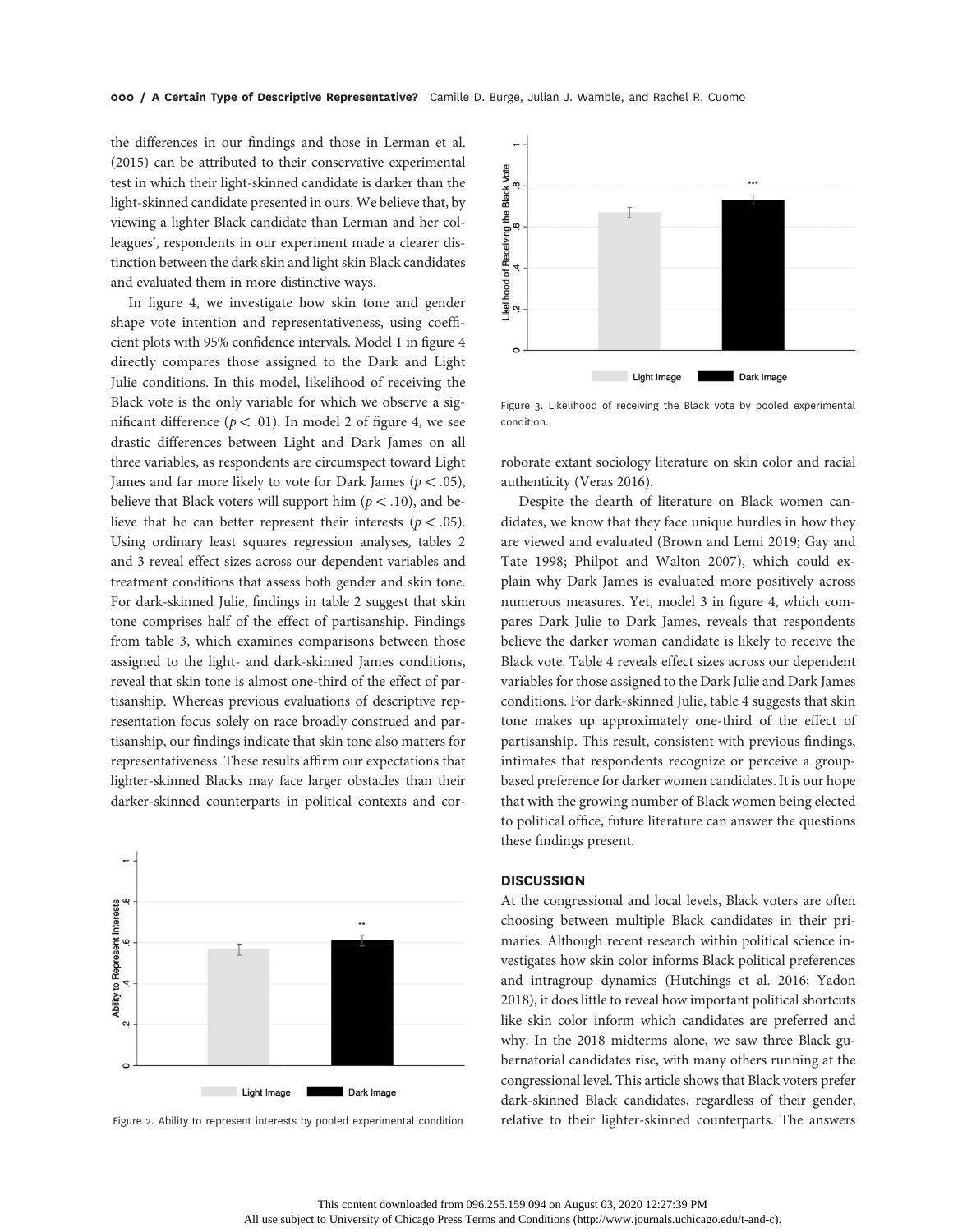the differences in our findings and those in Lerman et al. (2015) can be attributed to their conservative experimental test in which their light-skinned candidate is darker than the light-skinned candidate presented in ours. We believe that, by viewing a lighter Black candidate than Lerman and her colleagues', respondents in our experiment made a clearer distinction between the dark skin and light skin Black candidates and evaluated them in more distinctive ways.

In figure 4, we investigate how skin tone and gender shape vote intention and representativeness, using coefficient plots with 95% confidence intervals. Model 1 in figure 4 directly compares those assigned to the Dark and Light Julie conditions. In this model, likelihood of receiving the Black vote is the only variable for which we observe a significant difference ($p < .01$). In model 2 of figure 4, we see drastic differences between Light and Dark James on all three variables, as respondents are circumspect toward Light James and far more likely to vote for Dark James ($p < .05$), believe that Black voters will support him ($p < .10$), and believe that he can better represent their interests ($p < .05$). Using ordinary least squares regression analyses, tables 2 and 3 reveal effect sizes across our dependent variables and treatment conditions that assess both gender and skin tone. For dark-skinned Julie, findings in table 2 suggest that skin tone comprises half of the effect of partisanship. Findings from table 3, which examines comparisons between those assigned to the light- and dark-skinned James conditions, reveal that skin tone is almost one-third of the effect of partisanship. Whereas previous evaluations of descriptive representation focus solely on race broadly construed and partisanship, our findings indicate that skin tone also matters for representativeness. These results affirm our expectations that lighter-skinned Blacks may face larger obstacles than their darker-skinned counterparts in political contexts and corroborate extant sociology literature on skin color and racial authenticity (Veras 2016).

Figure 2. Ability to represent interests by pooled experimental condition

Figure 3. Likelihood of receiving the Black vote by pooled experimental condition.

Despite the dearth of literature on Black women candidates, we know that they face unique hurdles in how they are viewed and evaluated (Brown and Lemi 2019; Gay and Tate 1998; Philpot and Walton 2007), which could explain why Dark James is evaluated more positively across numerous measures. Yet, model 3 in figure 4, which compares Dark Julie to Dark James, reveals that respondents believe the darker woman candidate is likely to receive the Black vote. Table 4 reveals effect sizes across our dependent variables for those assigned to the Dark Julie and Dark James conditions. For dark-skinned Julie, table 4 suggests that skin tone makes up approximately one-third of the effect of partisanship. This result, consistent with previous findings, intimates that respondents recognize or perceive a group-based preference for darker women candidates. It is our hope that with the growing number of Black women being elected to political office, future literature can answer the questions these findings present.

## DISCUSSION

At the congressional and local levels, Black voters are often choosing between multiple Black candidates in their primaries. Although recent research within political science investigates how skin color informs Black political preferences and intragroup dynamics (Hutchings et al. 2016; Yadon 2018), it does little to reveal how important political shortcuts like skin color inform which candidates are preferred and why. In the 2018 midterms alone, we saw three Black gubernatorial candidates rise, with many others running at the congressional level. This article shows that Black voters prefer dark-skinned Black candidates, regardless of their gender, relative to their lighter-skinned counterparts. The answers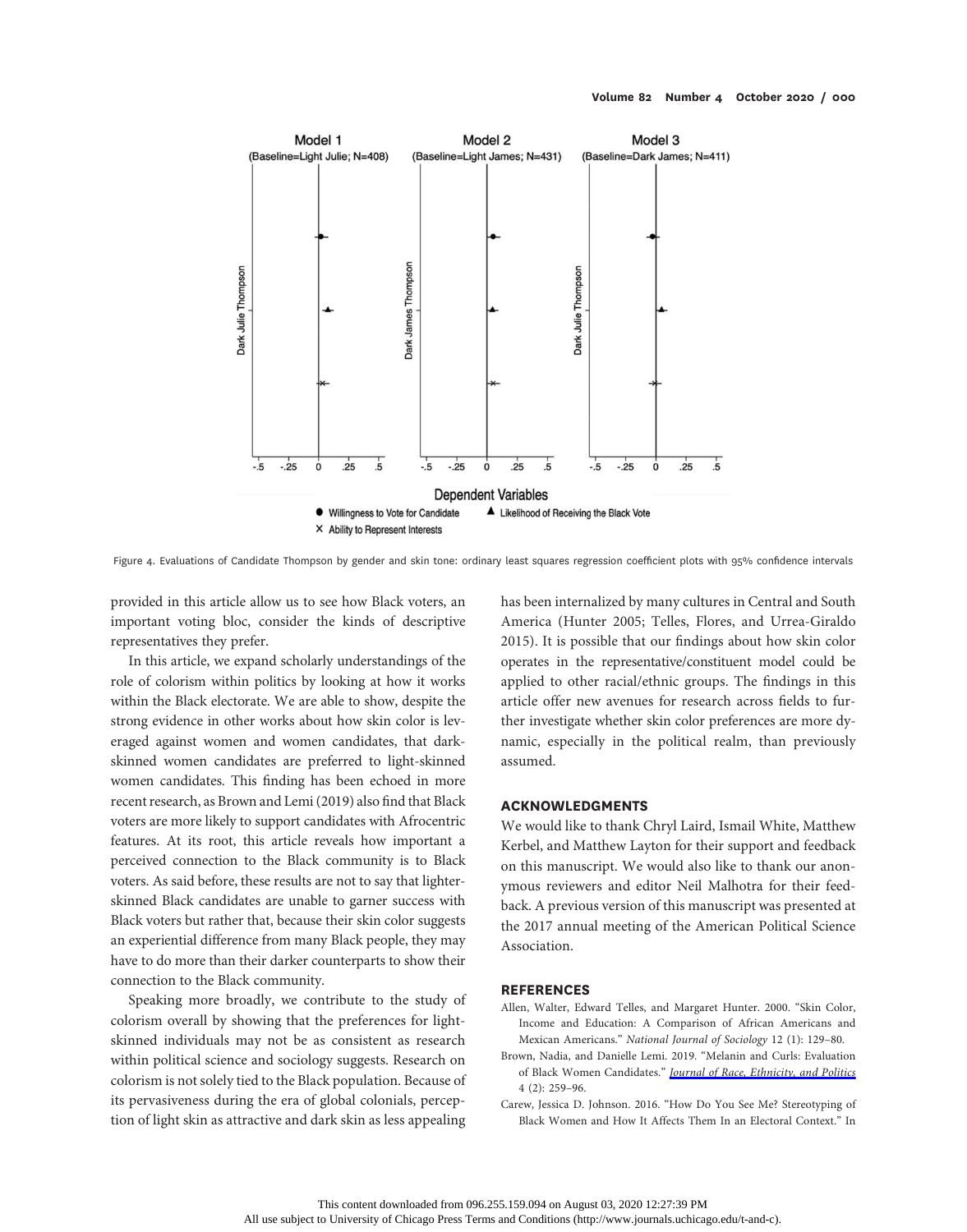Figure 4. Evaluations of Candidate Thompson by gender and skin tone: ordinary least squares regression coefficient plots with 95% confidence intervals

provided in this article allow us to see how Black voters, an important voting bloc, consider the kinds of descriptive representatives they prefer.

In this article, we expand scholarly understandings of the role of colorism within politics by looking at how it works within the Black electorate. We are able to show, despite the strong evidence in other works about how skin color is leveraged against women and women candidates, that dark-skinned women candidates are preferred to light-skinned women candidates. This finding has been echoed in more recent research, as Brown and Lemi (2019) also find that Black voters are more likely to support candidates with Afrocentric features. At its root, this article reveals how important a perceived connection to the Black community is to Black voters. As said before, these results are not to say that lighter-skinned Black candidates are unable to garner success with Black voters but rather that, because their skin color suggests an experiential difference from many Black people, they may have to do more than their darker counterparts to show their connection to the Black community.

Speaking more broadly, we contribute to the study of colorism overall by showing that the preferences for light-skinned individuals may not be as consistent as research within political science and sociology suggests. Research on colorism is not solely tied to the Black population. Because of its pervasiveness during the era of global colonials, perception of light skin as attractive and dark skin as less appealing has been internalized by many cultures in Central and South America (Hunter 2005; Telles, Flores, and Urrea-Giraldo 2015). It is possible that our findings about how skin color operates in the representative/constituent model could be applied to other racial/ethnic groups. The findings in this article offer new avenues for research across fields to further investigate whether skin color preferences are more dynamic, especially in the political realm, than previously assumed.

## ACKNOWLEDGMENTS

We would like to thank Chryl Laird, Ismail White, Matthew Kerbel, and Matthew Layton for their support and feedback on this manuscript. We would also like to thank our anonymous reviewers and editor Neil Malhotra for their feedback. A previous version of this manuscript was presented at the 2017 annual meeting of the American Political Science Association.

## REFERENCES

Allen, Walter, Edward Telles, and Margaret Hunter. 2000. "Skin Color, Income and Education: A Comparison of African Americans and Mexican Americans." *National Journal of Sociology* 12 (1): 129–80.

Brown, Nadia, and Danielle Lemi. 2019. "Melanin and Curls: Evaluation of Black Women Candidates." *Journal of Race, Ethnicity, and Politics* 4 (2): 259–96.

Carew, Jessica D. Johnson. 2016. "How Do You See Me? Stereotyping of Black Women and How It Affects Them In an Electoral Context." In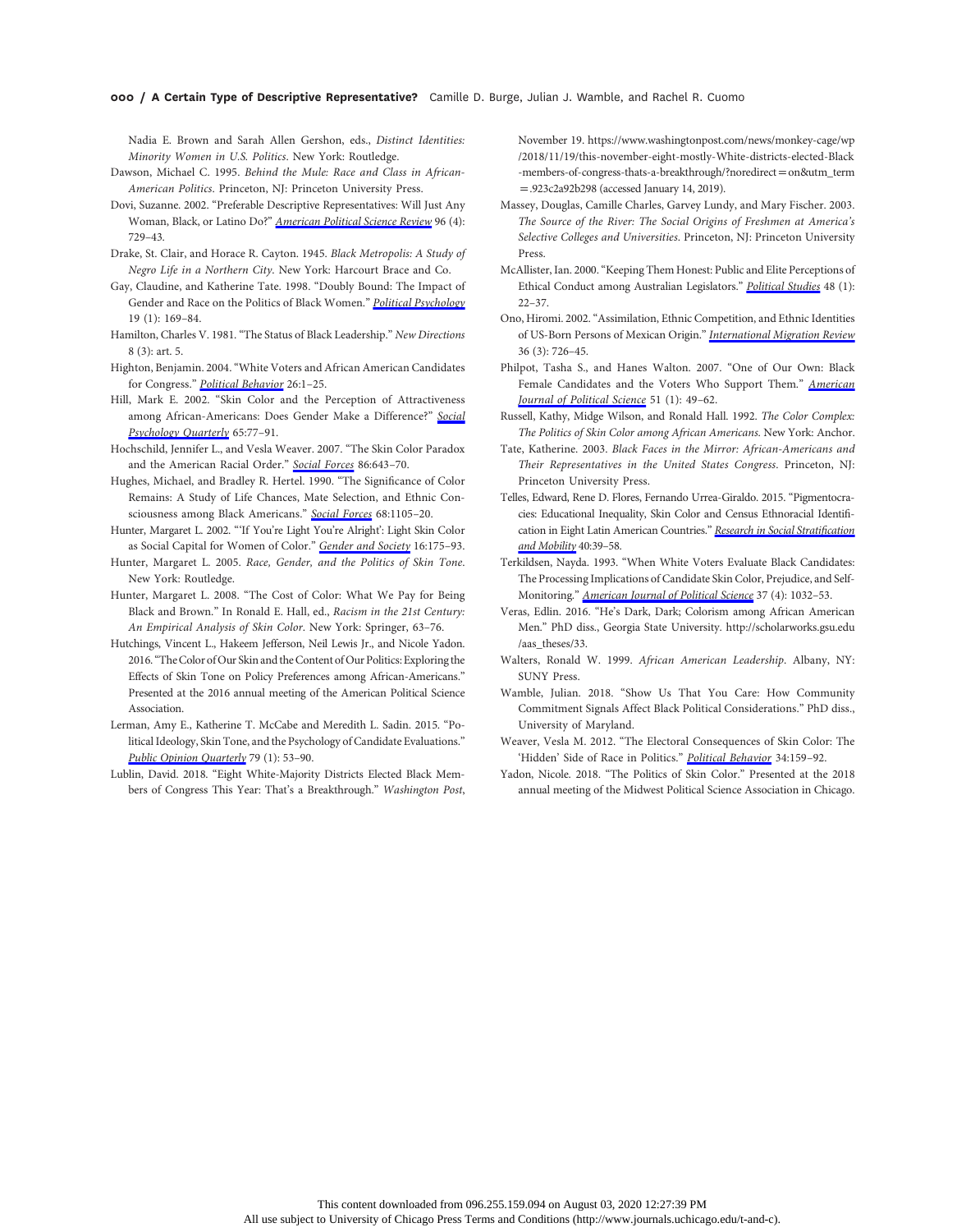Nadia E. Brown and Sarah Allen Gershon, eds., *Distinct Identities: Minority Women in U.S. Politics*. New York: Routledge.

Dawson, Michael C. 1995. *Behind the Mule: Race and Class in African-American Politics*. Princeton, NJ: Princeton University Press.

Dovi, Suzanne. 2002. "Preferable Descriptive Representatives: Will Just Any Woman, Black, or Latino Do?" *American Political Science Review* 96 (4): 729–43.

Drake, St. Clair, and Horace R. Cayton. 1945. *Black Metropolis: A Study of Negro Life in a Northern City*. New York: Harcourt Brace and Co.

Gay, Claudine, and Katherine Tate. 1998. "Doubly Bound: The Impact of Gender and Race on the Politics of Black Women." *Political Psychology* 19 (1): 169–84.

Hamilton, Charles V. 1981. "The Status of Black Leadership." *New Directions* 8 (3): art. 5.

Highton, Benjamin. 2004. "White Voters and African American Candidates for Congress." *Political Behavior* 26:1–25.

Hill, Mark E. 2002. "Skin Color and the Perception of Attractiveness among African-Americans: Does Gender Make a Difference?" *Social Psychology Quarterly* 65:77–91.

Hochschild, Jennifer L., and Vesla Weaver. 2007. "The Skin Color Paradox and the American Racial Order." *Social Forces* 86:643–70.

Hughes, Michael, and Bradley R. Hertel. 1990. "The Significance of Color Remains: A Study of Life Chances, Mate Selection, and Ethnic Consciousness among Black Americans." *Social Forces* 68:1105–20.

Hunter, Margaret L. 2002. "'If You're Light You're Alright': Light Skin Color as Social Capital for Women of Color." *Gender and Society* 16:175–93.

Hunter, Margaret L. 2005. *Race, Gender, and the Politics of Skin Tone*. New York: Routledge.

Hunter, Margaret L. 2008. "The Cost of Color: What We Pay for Being Black and Brown." In Ronald E. Hall, ed., *Racism in the 21st Century: An Empirical Analysis of Skin Color*. New York: Springer, 63–76.

Hutchings, Vincent L., Hakeem Jefferson, Neil Lewis Jr., and Nicole Yadon. 2016. "The Color of Our Skin and the Content of Our Politics: Exploring the Effects of Skin Tone on Policy Preferences among African-Americans." Presented at the 2016 annual meeting of the American Political Science Association.

Lerman, Amy E., Katherine T. McCabe and Meredith L. Sadin. 2015. "Political Ideology, Skin Tone, and the Psychology of Candidate Evaluations." *Public Opinion Quarterly* 79 (1): 53–90.

Lublin, David. 2018. "Eight White-Majority Districts Elected Black Members of Congress This Year: That's a Breakthrough." *Washington Post*, November 19. https://www.washingtonpost.com/news/monkey-cage/wp/2018/11/19/this-november-eight-mostly-White-districts-elected-Black-members-of-congress-thats-a-breakthrough/?noredirect=on&utm_term=.923c2a92b298 (accessed January 14, 2019).

Massey, Douglas, Camille Charles, Garvey Lundy, and Mary Fischer. 2003. *The Source of the River: The Social Origins of Freshmen at America's Selective Colleges and Universities*. Princeton, NJ: Princeton University Press.

McAllister, Ian. 2000. "Keeping Them Honest: Public and Elite Perceptions of Ethical Conduct among Australian Legislators." *Political Studies* 48 (1): 22–37.

Ono, Hiromi. 2002. "Assimilation, Ethnic Competition, and Ethnic Identities of US-Born Persons of Mexican Origin." *International Migration Review* 36 (3): 726–45.

Philpot, Tasha S., and Hanes Walton. 2007. "One of Our Own: Black Female Candidates and the Voters Who Support Them." *American Journal of Political Science* 51 (1): 49–62.

Russell, Kathy, Midge Wilson, and Ronald Hall. 1992. *The Color Complex: The Politics of Skin Color among African Americans*. New York: Anchor.

Tate, Katherine. 2003. *Black Faces in the Mirror: African-Americans and Their Representatives in the United States Congress*. Princeton, NJ: Princeton University Press.

Telles, Edward, Rene D. Flores, Fernando Urrea-Giraldo. 2015. "Pigmentocracies: Educational Inequality, Skin Color and Census Ethnoracial Identification in Eight Latin American Countries." *Research in Social Stratification and Mobility* 40:39–58.

Terkildsen, Nayda. 1993. "When White Voters Evaluate Black Candidates: The Processing Implications of Candidate Skin Color, Prejudice, and Self-Monitoring." *American Journal of Political Science* 37 (4): 1032–53.

Veras, Edlin. 2016. "He's Dark, Dark; Colorism among African American Men." PhD diss., Georgia State University. http://scholarworks.gsu.edu/aas_theses/33.

Walters, Ronald W. 1999. *African American Leadership*. Albany, NY: SUNY Press.

Wamble, Julian. 2018. "Show Us That You Care: How Community Commitment Signals Affect Black Political Considerations." PhD diss., University of Maryland.

Weaver, Vesla M. 2012. "The Electoral Consequences of Skin Color: The 'Hidden' Side of Race in Politics." *Political Behavior* 34:159–92.

Yadon, Nicole. 2018. "The Politics of Skin Color." Presented at the 2018 annual meeting of the Midwest Political Science Association in Chicago.